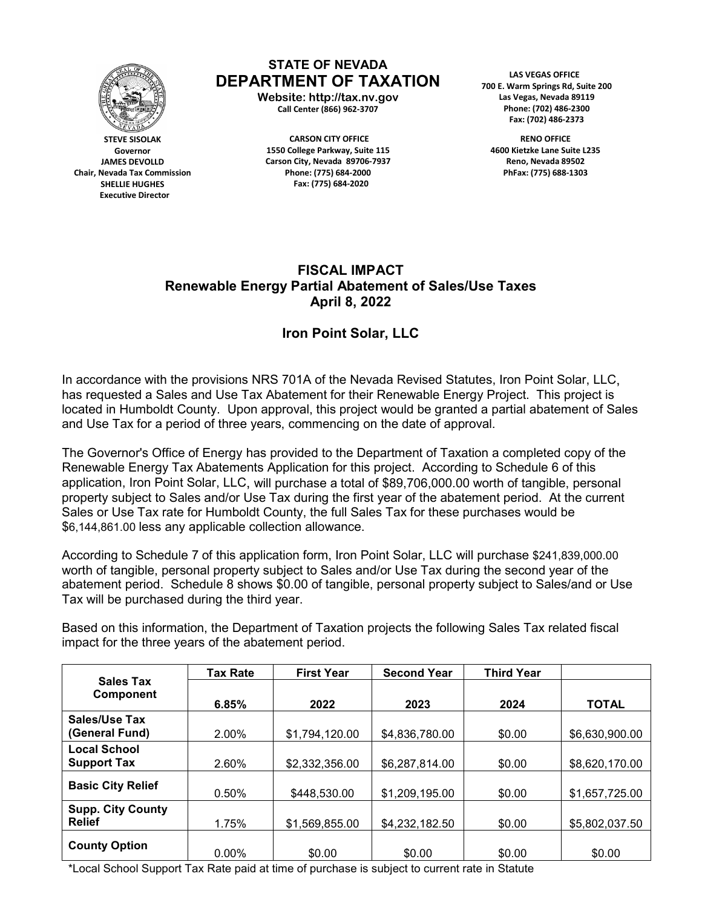**STATE OF NEVADA**
**DEPARTMENT OF TAXATION**
**Website: http://tax.nv.gov**
**Call Center (866) 962-3707**

**STEVE SISOLAK**
Governor
**JAMES DEVOLLD**
Chair, Nevada Tax Commission
**SHELLIE HUGHES**
Executive Director

**CARSON CITY OFFICE**
1550 College Parkway, Suite 115
Carson City, Nevada 89706-7937
Phone: (775) 684-2000
Fax: (775) 684-2020

**LAS VEGAS OFFICE**
700 E. Warm Springs Rd, Suite 200
Las Vegas, Nevada 89119
Phone: (702) 486-2300
Fax: (702) 486-2373

**RENO OFFICE**
4600 Kietzke Lane Suite L235
Reno, Nevada 89502
PhFax: (775) 688-1303

# FISCAL IMPACT
## Renewable Energy Partial Abatement of Sales/Use Taxes
## April 8, 2022

## Iron Point Solar, LLC

In accordance with the provisions NRS 701A of the Nevada Revised Statutes, Iron Point Solar, LLC, has requested a Sales and Use Tax Abatement for their Renewable Energy Project. This project is located in Humboldt County. Upon approval, this project would be granted a partial abatement of Sales and Use Tax for a period of three years, commencing on the date of approval.

The Governor's Office of Energy has provided to the Department of Taxation a completed copy of the Renewable Energy Tax Abatements Application for this project. According to Schedule 6 of this application, Iron Point Solar, LLC, will purchase a total of $89,706,000.00 worth of tangible, personal property subject to Sales and/or Use Tax during the first year of the abatement period. At the current Sales or Use Tax rate for Humboldt County, the full Sales Tax for these purchases would be $6,144,861.00 less any applicable collection allowance.

According to Schedule 7 of this application form, Iron Point Solar, LLC will purchase $241,839,000.00 worth of tangible, personal property subject to Sales and/or Use Tax during the second year of the abatement period. Schedule 8 shows $0.00 of tangible, personal property subject to Sales/and or Use Tax will be purchased during the third year.

Based on this information, the Department of Taxation projects the following Sales Tax related fiscal impact for the three years of the abatement period.

| Sales Tax Component | Tax Rate | First Year | Second Year | Third Year | |
|---|---|---|---|---|---|
| | 6.85% | 2022 | 2023 | 2024 | TOTAL |
| **Sales/Use Tax (General Fund)** | 2.00% | $1,794,120.00 | $4,836,780.00 | $0.00 | $6,630,900.00 |
| **Local School Support Tax** | 2.60% | $2,332,356.00 | $6,287,814.00 | $0.00 | $8,620,170.00 |
| **Basic City Relief** | 0.50% | $448,530.00 | $1,209,195.00 | $0.00 | $1,657,725.00 |
| **Supp. City County Relief** | 1.75% | $1,569,855.00 | $4,232,182.50 | $0.00 | $5,802,037.50 |
| **County Option** | 0.00% | $0.00 | $0.00 | $0.00 | $0.00 |

*Local School Support Tax Rate paid at time of purchase is subject to current rate in Statute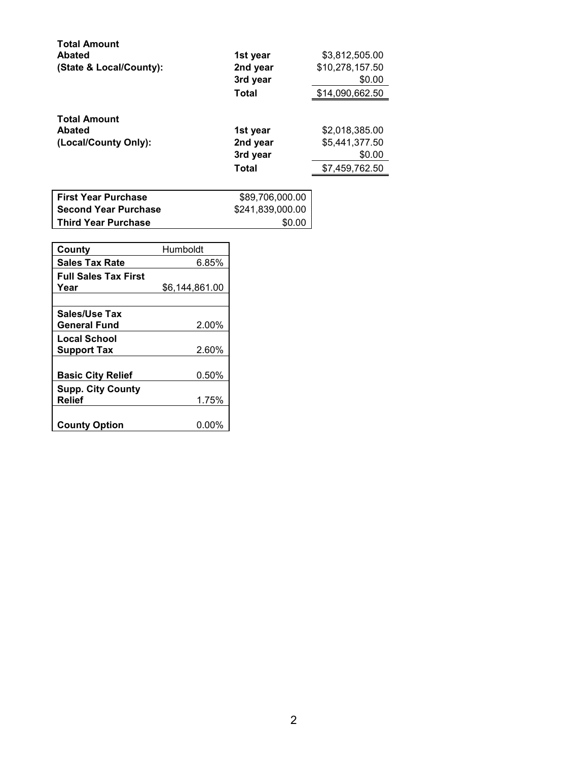| | | |
|---|---|---|
| **Total Amount Abated (State & Local/County):** | **1st year** | $3,812,505.00 |
| | **2nd year** | $10,278,157.50 |
| | **3rd year** | $0.00 |
| | **Total** | $14,090,662.50 |

| | | |
|---|---|---|
| **Total Amount Abated (Local/County Only):** | **1st year** | $2,018,385.00 |
| | **2nd year** | $5,441,377.50 |
| | **3rd year** | $0.00 |
| | **Total** | $7,459,762.50 |

| | |
|---|---|
| **First Year Purchase** | $89,706,000.00 |
| **Second Year Purchase** | $241,839,000.00 |
| **Third Year Purchase** | $0.00 |

| | |
|---|---|
| **County** | Humboldt |
| **Sales Tax Rate** | 6.85% |
| **Full Sales Tax First Year** | $6,144,861.00 |
| | |
| **Sales/Use Tax General Fund** | 2.00% |
| **Local School Support Tax** | 2.60% |
| **Basic City Relief** | 0.50% |
| **Supp. City County Relief** | 1.75% |
| **County Option** | 0.00% |